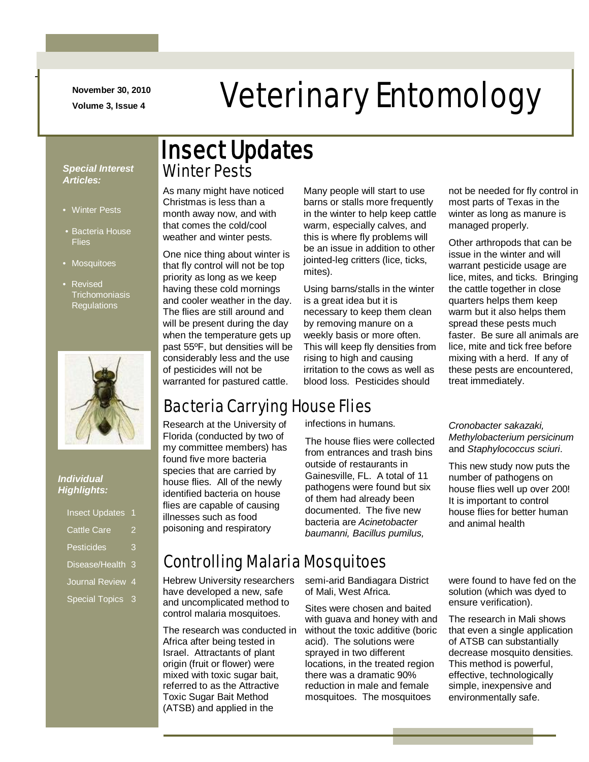November 30, 2010

Volume 3, Issue 4

# Veterinary Entomology

***Special Interest Articles:***

- Winter Pests
- Bacteria House Flies
- Mosquitoes
- Revised Trichomoniasis Regulations

***Individual Highlights:***

| | |
|---|---|
| Insect Updates | 1 |
| Cattle Care | 2 |
| Pesticides | 3 |
| Disease/Health | 3 |
| Journal Review | 4 |
| Special Topics | 3 |

## Insect Updates

### Winter Pests

As many might have noticed Christmas is less than a month away now, and with that comes the cold/cool weather and winter pests.

One nice thing about winter is that fly control will not be top priority as long as we keep having these cold mornings and cooler weather in the day. The flies are still around and will be present during the day when the temperature gets up past 55ºF, but densities will be considerably less and the use of pesticides will not be warranted for pastured cattle.

Many people will start to use barns or stalls more frequently in the winter to help keep cattle warm, especially calves, and this is where fly problems will be an issue in addition to other jointed-leg critters (lice, ticks, mites).

Using barns/stalls in the winter is a great idea but it is necessary to keep them clean by removing manure on a weekly basis or more often. This will keep fly densities from rising to high and causing irritation to the cows as well as blood loss. Pesticides should not be needed for fly control in most parts of Texas in the winter as long as manure is managed properly.

Other arthropods that can be issue in the winter and will warrant pesticide usage are lice, mites, and ticks. Bringing the cattle together in close quarters helps them keep warm but it also helps them spread these pests much faster. Be sure all animals are lice, mite and tick free before mixing with a herd. If any of these pests are encountered, treat immediately.

### Bacteria Carrying House Flies

Research at the University of Florida (conducted by two of my committee members) has found five more bacteria species that are carried by house flies. All of the newly identified bacteria on house flies are capable of causing illnesses such as food poisoning and respiratory infections in humans.

The house flies were collected from entrances and trash bins outside of restaurants in Gainesville, FL. A total of 11 pathogens were found but six of them had already been documented. The five new bacteria are *Acinetobacter baumanni, Bacillus pumilus, Cronobacter sakazaki, Methylobacterium persicinum* and *Staphylococcus sciuri*.

This new study now puts the number of pathogens on house flies well up over 200! It is important to control house flies for better human and animal health

### Controlling Malaria Mosquitoes

Hebrew University researchers have developed a new, safe and uncomplicated method to control malaria mosquitoes.

The research was conducted in Africa after being tested in Israel. Attractants of plant origin (fruit or flower) were mixed with toxic sugar bait, referred to as the Attractive Toxic Sugar Bait Method (ATSB) and applied in the semi-arid Bandiagara District of Mali, West Africa.

Sites were chosen and baited with guava and honey with and without the toxic additive (boric acid). The solutions were sprayed in two different locations, in the treated region there was a dramatic 90% reduction in male and female mosquitoes. The mosquitoes were found to have fed on the solution (which was dyed to ensure verification).

The research in Mali shows that even a single application of ATSB can substantially decrease mosquito densities. This method is powerful, effective, technologically simple, inexpensive and environmentally safe.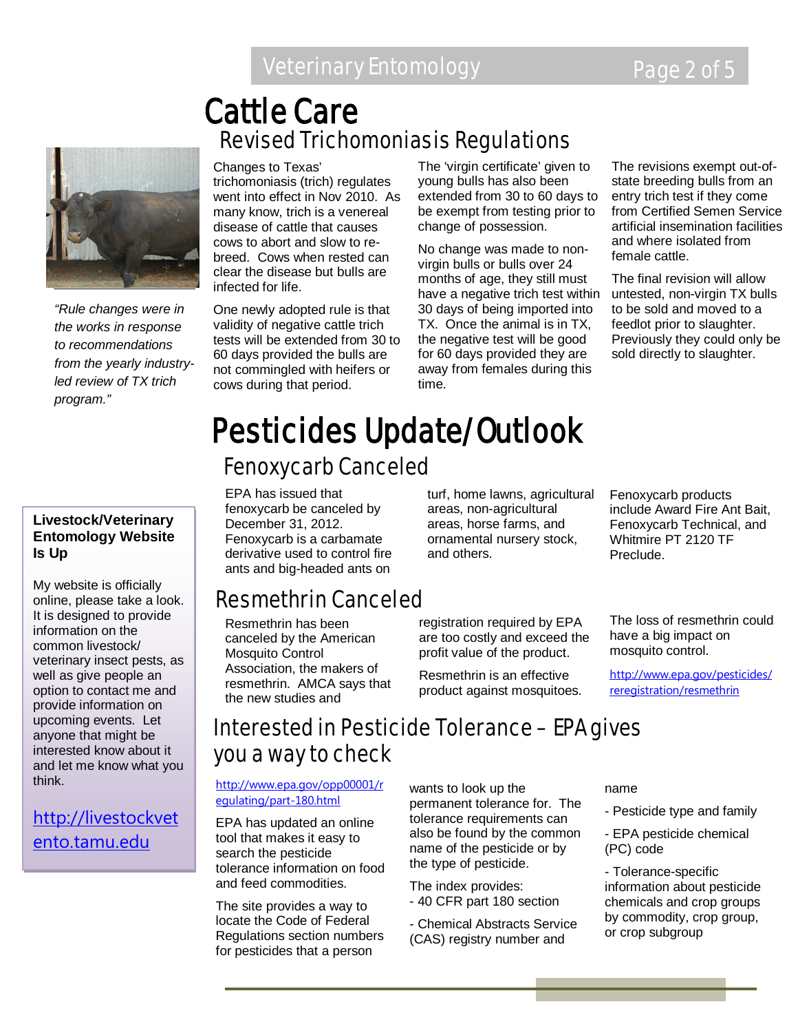## Cattle Care

### Revised Trichomoniasis Regulations

*"Rule changes were in the works in response to recommendations from the yearly industry-led review of TX trich program."*

Changes to Texas' trichomoniasis (trich) regulates went into effect in Nov 2010. As many know, trich is a venereal disease of cattle that causes cows to abort and slow to re-breed. Cows when rested can clear the disease but bulls are infected for life.

One newly adopted rule is that validity of negative cattle trich tests will be extended from 30 to 60 days provided the bulls are not commingled with heifers or cows during that period.

The 'virgin certificate' given to young bulls has also been extended from 30 to 60 days to be exempt from testing prior to change of possession.

No change was made to non-virgin bulls or bulls over 24 months of age, they still must have a negative trich test within 30 days of being imported into TX. Once the animal is in TX, the negative test will be good for 60 days provided they are away from females during this time.

The revisions exempt out-of-state breeding bulls from an entry trich test if they come from Certified Semen Service artificial insemination facilities and where isolated from female cattle.

The final revision will allow untested, non-virgin TX bulls to be sold and moved to a feedlot prior to slaughter. Previously they could only be sold directly to slaughter.

**Livestock/Veterinary Entomology Website Is Up**

My website is officially online, please take a look. It is designed to provide information on the common livestock/ veterinary insect pests, as well as give people an option to contact me and provide information on upcoming events. Let anyone that might be interested know about it and let me know what you think.

http://livestockvetento.tamu.edu

## Pesticides Update/Outlook

### Fenoxycarb Canceled

EPA has issued that fenoxycarb be canceled by December 31, 2012. Fenoxycarb is a carbamate derivative used to control fire ants and big-headed ants on turf, home lawns, agricultural areas, non-agricultural areas, horse farms, and ornamental nursery stock, and others.

Fenoxycarb products include Award Fire Ant Bait, Fenoxycarb Technical, and Whitmire PT 2120 TF Preclude.

### Resmethrin Canceled

Resmethrin has been canceled by the American Mosquito Control Association, the makers of resmethrin. AMCA says that the new studies and registration required by EPA are too costly and exceed the profit value of the product.

Resmethrin is an effective product against mosquitoes.

The loss of resmethrin could have a big impact on mosquito control.

http://www.epa.gov/pesticides/reregistration/resmethrin

### Interested in Pesticide Tolerance – EPA gives you a way to check

http://www.epa.gov/opp00001/regulating/part-180.html

EPA has updated an online tool that makes it easy to search the pesticide tolerance information on food and feed commodities.

The site provides a way to locate the Code of Federal Regulations section numbers for pesticides that a person wants to look up the permanent tolerance for. The tolerance requirements can also be found by the common name of the pesticide or by the type of pesticide.

The index provides:

- 40 CFR part 180 section
- Chemical Abstracts Service (CAS) registry number and name
- Pesticide type and family
- EPA pesticide chemical (PC) code
- Tolerance-specific information about pesticide chemicals and crop groups by commodity, crop group, or crop subgroup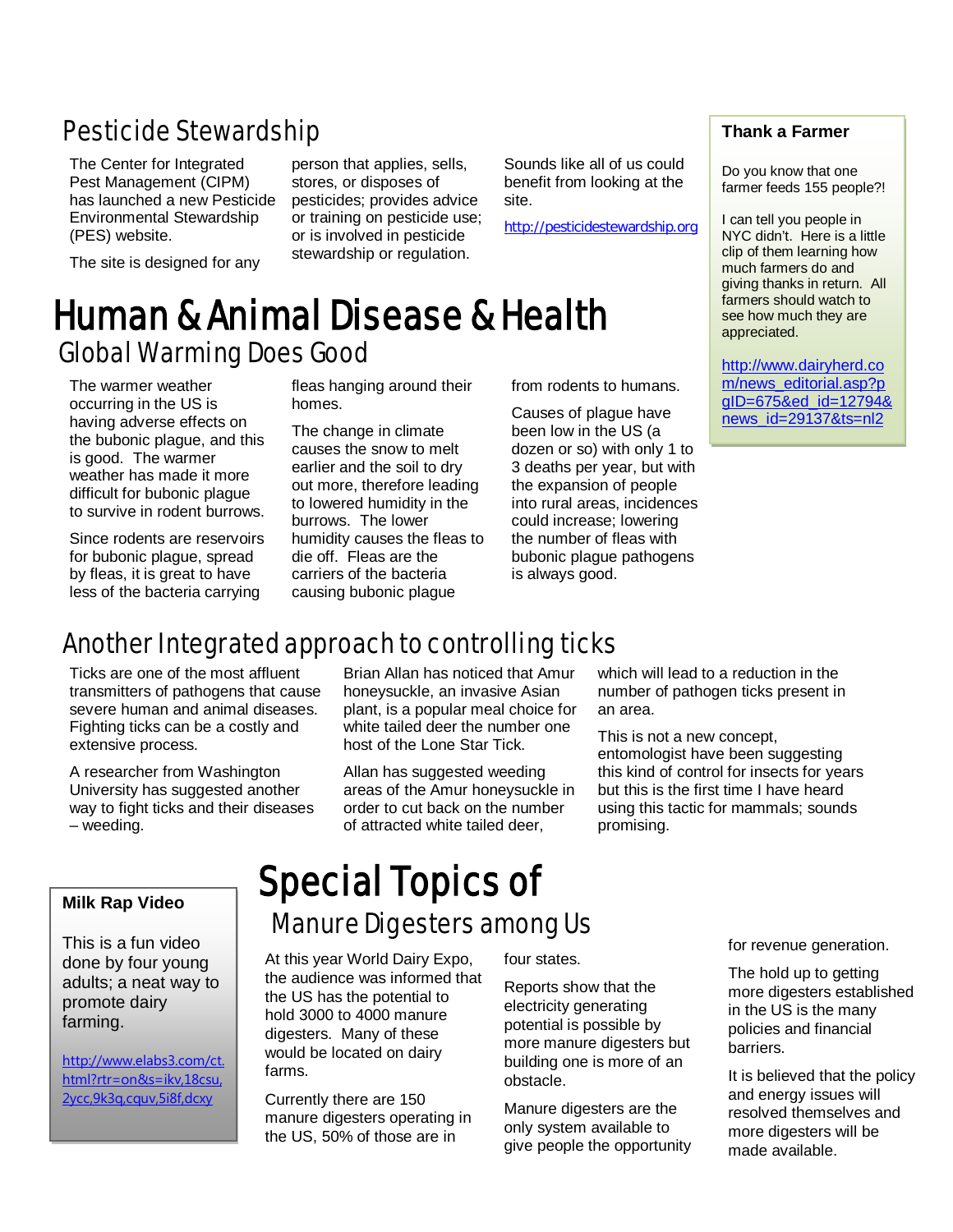## Pesticide Stewardship

The Center for Integrated Pest Management (CIPM) has launched a new Pesticide Environmental Stewardship (PES) website.

The site is designed for any person that applies, sells, stores, or disposes of pesticides; provides advice or training on pesticide use; or is involved in pesticide stewardship or regulation.

Sounds like all of us could benefit from looking at the site.

http://pesticidestewardship.org

**Thank a Farmer**

Do you know that one farmer feeds 155 people?!

I can tell you people in NYC didn't. Here is a little clip of them learning how much farmers do and giving thanks in return. All farmers should watch to see how much they are appreciated.

http://www.dairyherd.com/news_editorial.asp?pgID=675&ed_id=12794&news_id=29137&ts=nl2

# Human & Animal Disease & Health

## Global Warming Does Good

The warmer weather occurring in the US is having adverse effects on the bubonic plague, and this is good. The warmer weather has made it more difficult for bubonic plague to survive in rodent burrows.

Since rodents are reservoirs for bubonic plague, spread by fleas, it is great to have less of the bacteria carrying fleas hanging around their homes.

The change in climate causes the snow to melt earlier and the soil to dry out more, therefore leading to lowered humidity in the burrows. The lower humidity causes the fleas to die off. Fleas are the carriers of the bacteria causing bubonic plague from rodents to humans.

Causes of plague have been low in the US (a dozen or so) with only 1 to 3 deaths per year, but with the expansion of people into rural areas, incidences could increase; lowering the number of fleas with bubonic plague pathogens is always good.

## Another Integrated approach to controlling ticks

Ticks are one of the most affluent transmitters of pathogens that cause severe human and animal diseases. Fighting ticks can be a costly and extensive process.

A researcher from Washington University has suggested another way to fight ticks and their diseases – weeding.

Brian Allan has noticed that Amur honeysuckle, an invasive Asian plant, is a popular meal choice for white tailed deer the number one host of the Lone Star Tick.

Allan has suggested weeding areas of the Amur honeysuckle in order to cut back on the number of attracted white tailed deer, which will lead to a reduction in the number of pathogen ticks present in an area.

This is not a new concept, entomologist have been suggesting this kind of control for insects for years but this is the first time I have heard using this tactic for mammals; sounds promising.

**Milk Rap Video**

This is a fun video done by four young adults; a neat way to promote dairy farming.

http://www.elabs3.com/ct.html?rtr=on&s=ikv,18csu,2ycc,9k3q,cquv,5i8f,dcxy

# Special Topics of

## Manure Digesters among Us

At this year World Dairy Expo, the audience was informed that the US has the potential to hold 3000 to 4000 manure digesters. Many of these would be located on dairy farms.

Currently there are 150 manure digesters operating in the US, 50% of those are in four states.

Reports show that the electricity generating potential is possible by more manure digesters but building one is more of an obstacle.

Manure digesters are the only system available to give people the opportunity for revenue generation.

The hold up to getting more digesters established in the US is the many policies and financial barriers.

It is believed that the policy and energy issues will resolved themselves and more digesters will be made available.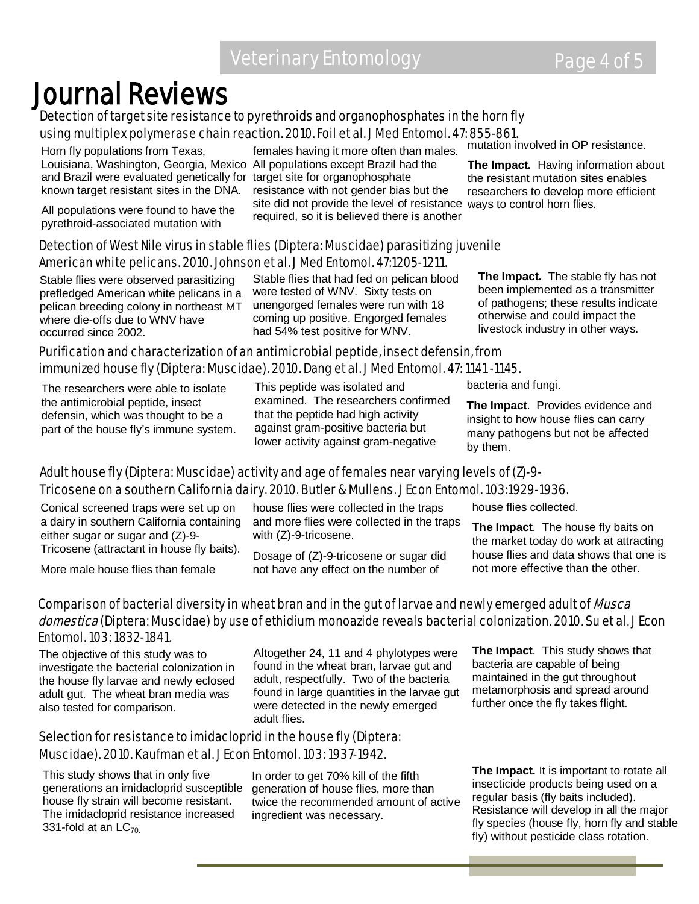# Journal Reviews

### Detection of target site resistance to pyrethroids and organophosphates in the horn fly using multiplex polymerase chain reaction. 2010. Foil et al. J Med Entomol. 47: 855-861.

Horn fly populations from Texas, Louisiana, Washington, Georgia, Mexico and Brazil were evaluated genetically for known target resistant sites in the DNA.

All populations were found to have the pyrethroid-associated mutation with females having it more often than males. All populations except Brazil had the target site for organophosphate resistance with not gender bias but the site did not provide the level of resistance required, so it is believed there is another mutation involved in OP resistance.

**The Impact.** Having information about the resistant mutation sites enables researchers to develop more efficient ways to control horn flies.

### Detection of West Nile virus in stable flies (Diptera: Muscidae) parasitizing juvenile American white pelicans. 2010. Johnson et al. J Med Entomol. 47:1205-1211.

Stable flies were observed parasitizing prefledged American white pelicans in a pelican breeding colony in northeast MT where die-offs due to WNV have occurred since 2002.

Stable flies that had fed on pelican blood were tested of WNV. Sixty tests on unengorged females were run with 18 coming up positive. Engorged females had 54% test positive for WNV.

**The Impact.** The stable fly has not been implemented as a transmitter of pathogens; these results indicate otherwise and could impact the livestock industry in other ways.

### Purification and characterization of an antimicrobial peptide, insect defensin, from immunized house fly (Diptera: Muscidae). 2010. Dang et al. J Med Entomol. 47: 1141-1145.

The researchers were able to isolate the antimicrobial peptide, insect defensin, which was thought to be a part of the house fly's immune system.

This peptide was isolated and examined. The researchers confirmed that the peptide had high activity against gram-positive bacteria but lower activity against gram-negative bacteria and fungi.

**The Impact**. Provides evidence and insight to how house flies can carry many pathogens but not be affected by them.

### Adult house fly (Diptera: Muscidae) activity and age of females near varying levels of (Z)-9-Tricosene on a southern California dairy. 2010. Butler & Mullens. J Econ Entomol. 103:1929-1936.

Conical screened traps were set up on a dairy in southern California containing either sugar or sugar and (Z)-9-Tricosene (attractant in house fly baits).

More male house flies than female house flies were collected in the traps and more flies were collected in the traps with (Z)-9-tricosene.

Dosage of (Z)-9-tricosene or sugar did not have any effect on the number of house flies collected.

**The Impact**. The house fly baits on the market today do work at attracting house flies and data shows that one is not more effective than the other.

### Comparison of bacterial diversity in wheat bran and in the gut of larvae and newly emerged adult of *Musca domestica* (Diptera: Muscidae) by use of ethidium monoazide reveals bacterial colonization. 2010. Su et al. J Econ Entomol. 103: 1832-1841.

The objective of this study was to investigate the bacterial colonization in the house fly larvae and newly eclosed adult gut. The wheat bran media was also tested for comparison.

Altogether 24, 11 and 4 phylotypes were found in the wheat bran, larvae gut and adult, respectfully. Two of the bacteria found in large quantities in the larvae gut were detected in the newly emerged adult flies.

**The Impact**. This study shows that bacteria are capable of being maintained in the gut throughout metamorphosis and spread around further once the fly takes flight.

### Selection for resistance to imidacloprid in the house fly (Diptera: Muscidae). 2010. Kaufman et al. J Econ Entomol. 103: 1937-1942.

This study shows that in only five generations an imidacloprid susceptible house fly strain will become resistant. The imidacloprid resistance increased 331-fold at an $LC_{70}$.

In order to get 70% kill of the fifth generation of house flies, more than twice the recommended amount of active ingredient was necessary.

**The Impact.** It is important to rotate all insecticide products being used on a regular basis (fly baits included). Resistance will develop in all the major fly species (house fly, horn fly and stable fly) without pesticide class rotation.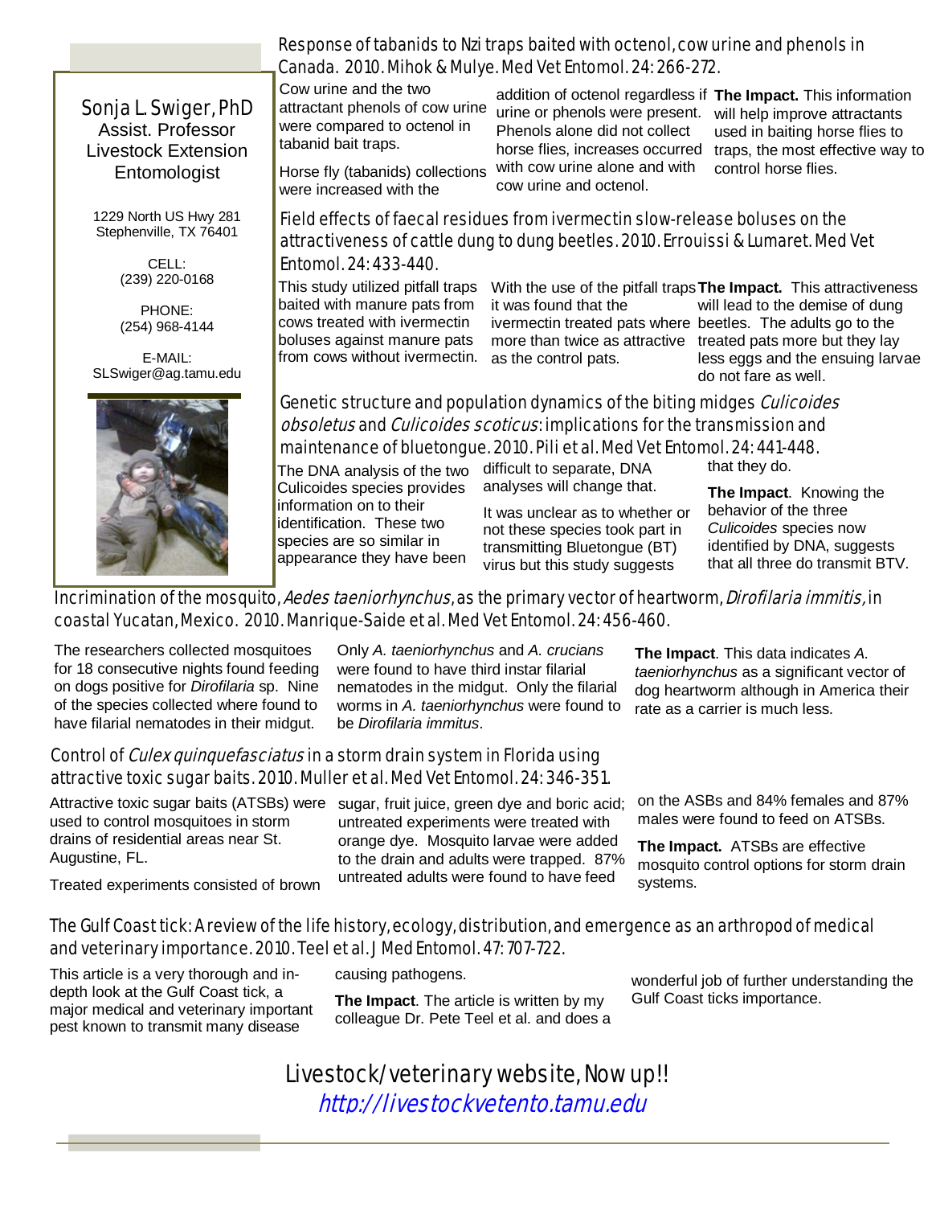Sonja L. Swiger, PhD
Assist. Professor
Livestock Extension
Entomologist

1229 North US Hwy 281
Stephenville, TX 76401

CELL:
(239) 220-0168

PHONE:
(254) 968-4144

E-MAIL:
SLSwiger@ag.tamu.edu

## Response of tabanids to Nzi traps baited with octenol, cow urine and phenols in Canada. 2010. Mihok & Mulye. Med Vet Entomol. 24: 266-272.

Cow urine and the two attractant phenols of cow urine were compared to octenol in tabanid bait traps.

Horse fly (tabanids) collections were increased with the addition of octenol regardless if urine or phenols were present. Phenols alone did not collect horse flies, increases occurred with cow urine alone and with cow urine and octenol.

**The Impact.** This information will help improve attractants used in baiting horse flies to traps, the most effective way to control horse flies.

## Field effects of faecal residues from ivermectin slow-release boluses on the attractiveness of cattle dung to dung beetles. 2010. Errouissi & Lumaret. Med Vet Entomol. 24: 433-440.

This study utilized pitfall traps baited with manure pats from cows treated with ivermectin boluses against manure pats from cows without ivermectin.

With the use of the pitfall traps it was found that the ivermectin treated pats where more than twice as attractive as the control pats.

**The Impact.** This attractiveness will lead to the demise of dung beetles. The adults go to the treated pats more but they lay less eggs and the ensuing larvae do not fare as well.

## Genetic structure and population dynamics of the biting midges *Culicoides obsoletus* and *Culicoides scoticus*: implications for the transmission and maintenance of bluetongue. 2010. Pili et al. Med Vet Entomol. 24: 441-448.

The DNA analysis of the two Culicoides species provides information on to their identification. These two species are so similar in appearance they have been difficult to separate, DNA analyses will change that.

It was unclear as to whether or not these species took part in transmitting Bluetongue (BT) virus but this study suggests that they do.

**The Impact**. Knowing the behavior of the three *Culicoides* species now identified by DNA, suggests that all three do transmit BTV.

## Incrimination of the mosquito, *Aedes taeniorhynchus*, as the primary vector of heartworm, *Dirofilaria immitis,* in coastal Yucatan, Mexico. 2010. Manrique-Saide et al. Med Vet Entomol. 24: 456-460.

The researchers collected mosquitoes for 18 consecutive nights found feeding on dogs positive for *Dirofilaria* sp. Nine of the species collected where found to have filarial nematodes in their midgut.

Only *A. taeniorhynchus* and *A. crucians* were found to have third instar filarial nematodes in the midgut. Only the filarial worms in *A. taeniorhynchus* were found to be *Dirofilaria immitus*.

**The Impact**. This data indicates *A. taeniorhynchus* as a significant vector of dog heartworm although in America their rate as a carrier is much less.

## Control of *Culex quinquefasciatus* in a storm drain system in Florida using attractive toxic sugar baits. 2010. Muller et al. Med Vet Entomol. 24: 346-351.

Attractive toxic sugar baits (ATSBs) were used to control mosquitoes in storm drains of residential areas near St. Augustine, FL.

Treated experiments consisted of brown sugar, fruit juice, green dye and boric acid; untreated experiments were treated with orange dye. Mosquito larvae were added to the drain and adults were trapped. 87% untreated adults were found to have feed on the ASBs and 84% females and 87% males were found to feed on ATSBs.

**The Impact.** ATSBs are effective mosquito control options for storm drain systems.

## The Gulf Coast tick: A review of the life history, ecology, distribution, and emergence as an arthropod of medical and veterinary importance. 2010. Teel et al. J Med Entomol. 47: 707-722.

This article is a very thorough and in-depth look at the Gulf Coast tick, a major medical and veterinary important pest known to transmit many disease causing pathogens.

**The Impact**. The article is written by my colleague Dr. Pete Teel et al. and does a wonderful job of further understanding the Gulf Coast ticks importance.

## Livestock/veterinary website, Now up!!

http://livestockvetento.tamu.edu